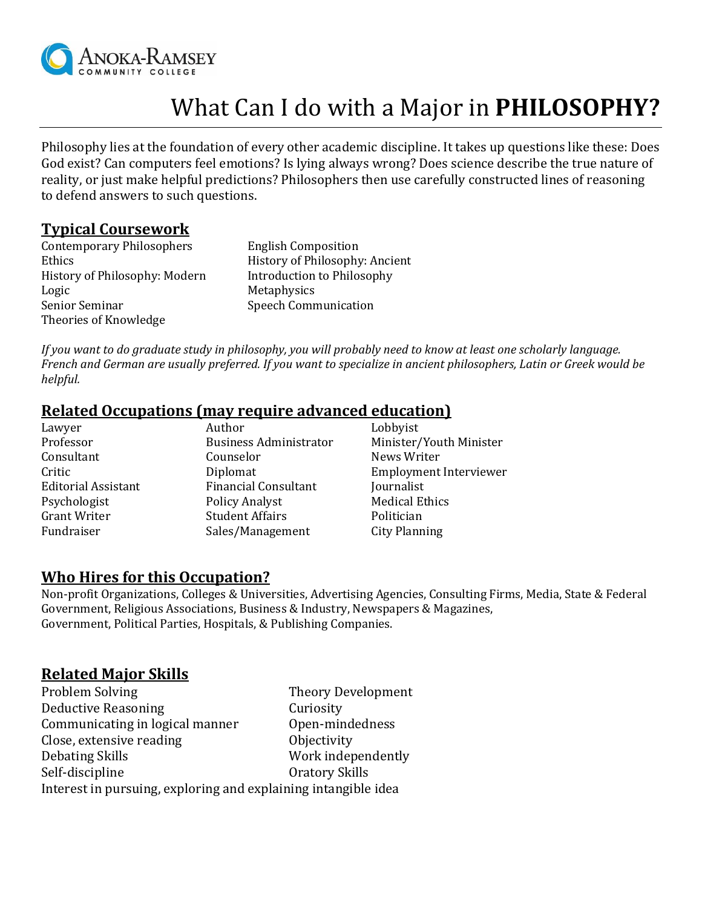Anoka-Ramsey Community College

# What Can I do with a Major in **PHILOSOPHY?**

Philosophy lies at the foundation of every other academic discipline. It takes up questions like these: Does God exist? Can computers feel emotions? Is lying always wrong? Does science describe the true nature of reality, or just make helpful predictions? Philosophers then use carefully constructed lines of reasoning to defend answers to such questions.

## Typical Coursework

- Contemporary Philosophers
- Ethics
- History of Philosophy: Modern
- Logic
- Senior Seminar
- Theories of Knowledge
- English Composition
- History of Philosophy: Ancient
- Introduction to Philosophy
- Metaphysics
- Speech Communication

*If you want to do graduate study in philosophy, you will probably need to know at least one scholarly language. French and German are usually preferred. If you want to specialize in ancient philosophers, Latin or Greek would be helpful.*

## Related Occupations (may require advanced education)

- Lawyer
- Professor
- Consultant
- Critic
- Editorial Assistant
- Psychologist
- Grant Writer
- Fundraiser
- Author
- Business Administrator
- Counselor
- Diplomat
- Financial Consultant
- Policy Analyst
- Student Affairs
- Sales/Management
- Lobbyist
- Minister/Youth Minister
- News Writer
- Employment Interviewer
- Journalist
- Medical Ethics
- Politician
- City Planning

## Who Hires for this Occupation?

Non-profit Organizations, Colleges & Universities, Advertising Agencies, Consulting Firms, Media, State & Federal Government, Religious Associations, Business & Industry, Newspapers & Magazines, Government, Political Parties, Hospitals, & Publishing Companies.

## Related Major Skills

- Problem Solving
- Deductive Reasoning
- Communicating in logical manner
- Close, extensive reading
- Debating Skills
- Self-discipline
- Theory Development
- Curiosity
- Open-mindedness
- Objectivity
- Work independently
- Oratory Skills
- Interest in pursuing, exploring and explaining intangible idea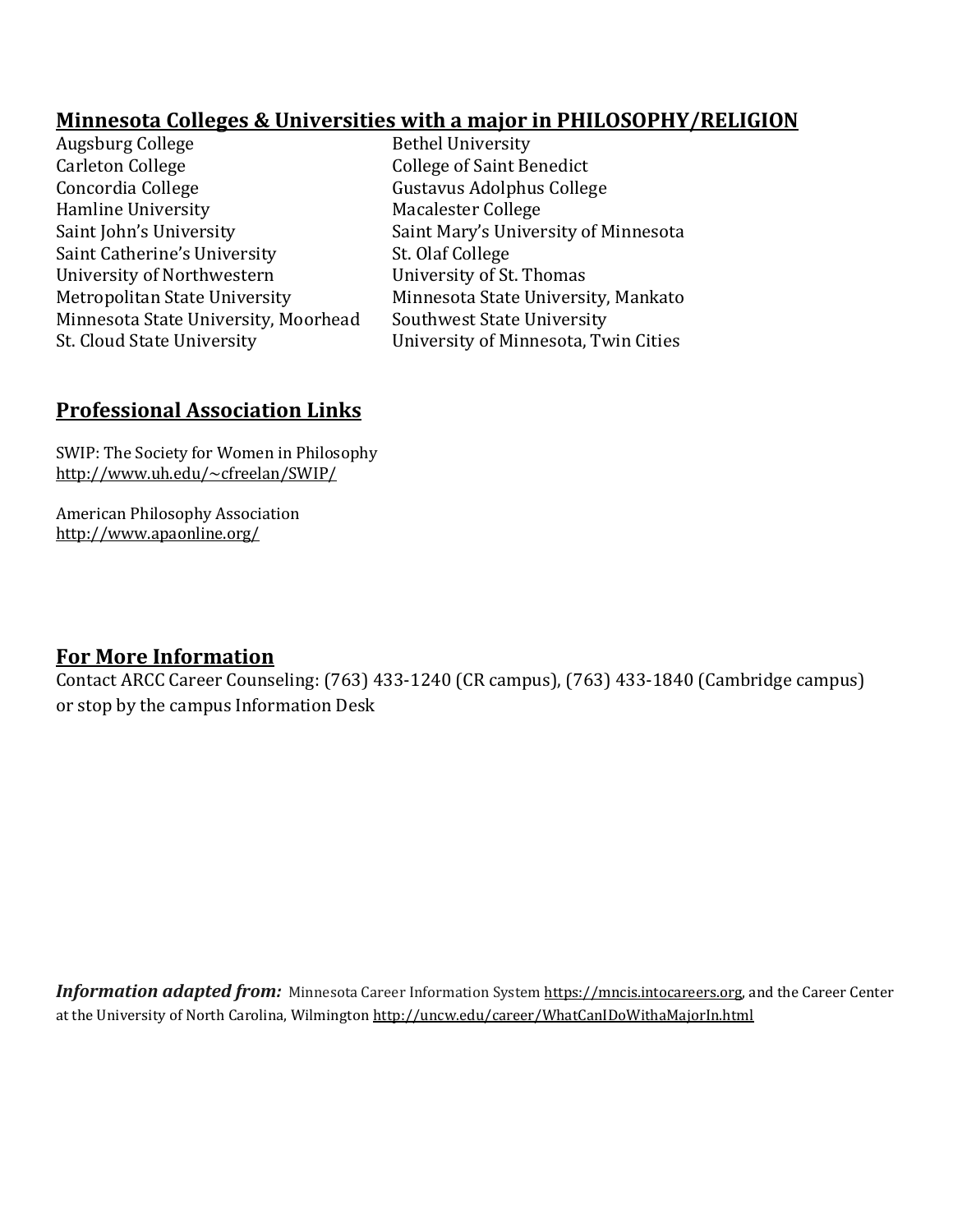## Minnesota Colleges & Universities with a major in PHILOSOPHY/RELIGION

Augsburg College
Bethel University
Carleton College
College of Saint Benedict
Concordia College
Gustavus Adolphus College
Hamline University
Macalester College
Saint John's University
Saint Mary's University of Minnesota
Saint Catherine's University
St. Olaf College
University of Northwestern
University of St. Thomas
Metropolitan State University
Minnesota State University, Mankato
Minnesota State University, Moorhead
Southwest State University
St. Cloud State University
University of Minnesota, Twin Cities

## Professional Association Links

SWIP: The Society for Women in Philosophy
http://www.uh.edu/~cfreelan/SWIP/

American Philosophy Association
http://www.apaonline.org/

## For More Information

Contact ARCC Career Counseling: (763) 433-1240 (CR campus), (763) 433-1840 (Cambridge campus) or stop by the campus Information Desk

***Information adapted from:*** Minnesota Career Information System https://mncis.intocareers.org, and the Career Center at the University of North Carolina, Wilmington http://uncw.edu/career/WhatCanIDoWithaMajorIn.html